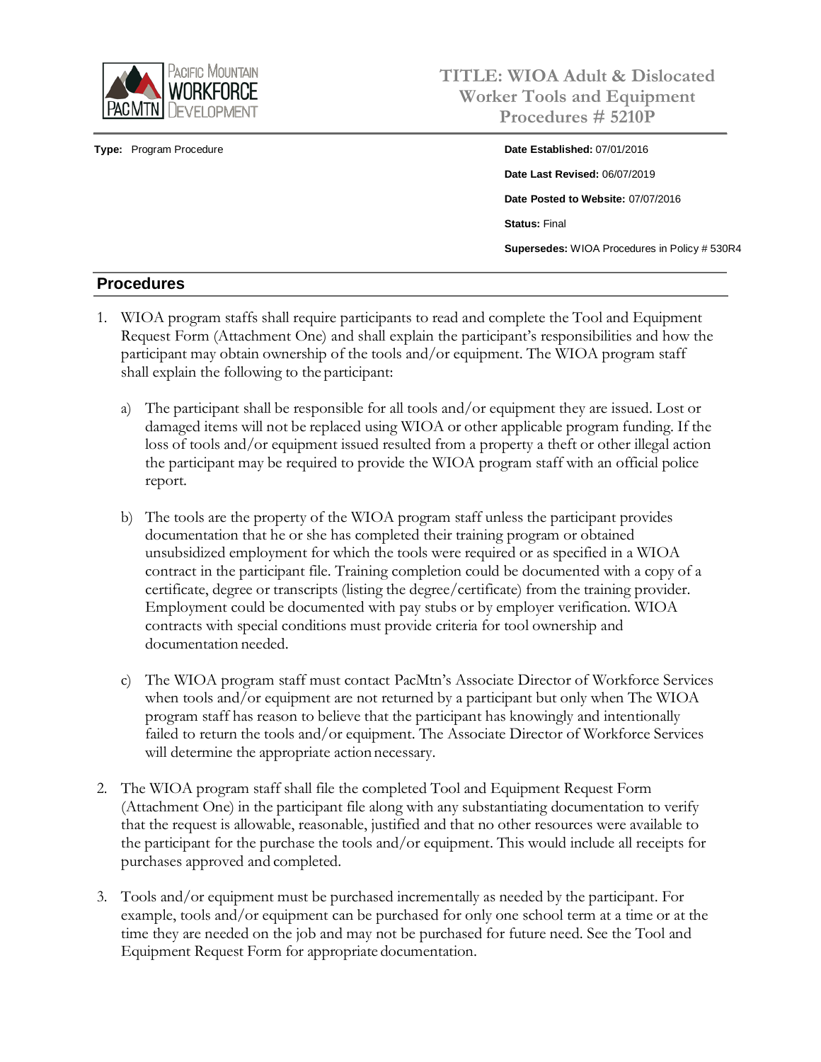Pacific Mountain Workforce Development (PacMtn)

# TITLE: WIOA Adult & Dislocated Worker Tools and Equipment Procedures # 5210P

**Type:** Program Procedure

**Date Established:** 07/01/2016

**Date Last Revised:** 06/07/2019

**Date Posted to Website:** 07/07/2016

**Status:** Final

**Supersedes:** WIOA Procedures in Policy # 530R4

## Procedures

1. WIOA program staffs shall require participants to read and complete the Tool and Equipment Request Form (Attachment One) and shall explain the participant's responsibilities and how the participant may obtain ownership of the tools and/or equipment. The WIOA program staff shall explain the following to the participant:

   a) The participant shall be responsible for all tools and/or equipment they are issued. Lost or damaged items will not be replaced using WIOA or other applicable program funding. If the loss of tools and/or equipment issued resulted from a property a theft or other illegal action the participant may be required to provide the WIOA program staff with an official police report.

   b) The tools are the property of the WIOA program staff unless the participant provides documentation that he or she has completed their training program or obtained unsubsidized employment for which the tools were required or as specified in a WIOA contract in the participant file. Training completion could be documented with a copy of a certificate, degree or transcripts (listing the degree/certificate) from the training provider. Employment could be documented with pay stubs or by employer verification. WIOA contracts with special conditions must provide criteria for tool ownership and documentation needed.

   c) The WIOA program staff must contact PacMtn's Associate Director of Workforce Services when tools and/or equipment are not returned by a participant but only when The WIOA program staff has reason to believe that the participant has knowingly and intentionally failed to return the tools and/or equipment. The Associate Director of Workforce Services will determine the appropriate action necessary.

2. The WIOA program staff shall file the completed Tool and Equipment Request Form (Attachment One) in the participant file along with any substantiating documentation to verify that the request is allowable, reasonable, justified and that no other resources were available to the participant for the purchase the tools and/or equipment. This would include all receipts for purchases approved and completed.

3. Tools and/or equipment must be purchased incrementally as needed by the participant. For example, tools and/or equipment can be purchased for only one school term at a time or at the time they are needed on the job and may not be purchased for future need. See the Tool and Equipment Request Form for appropriate documentation.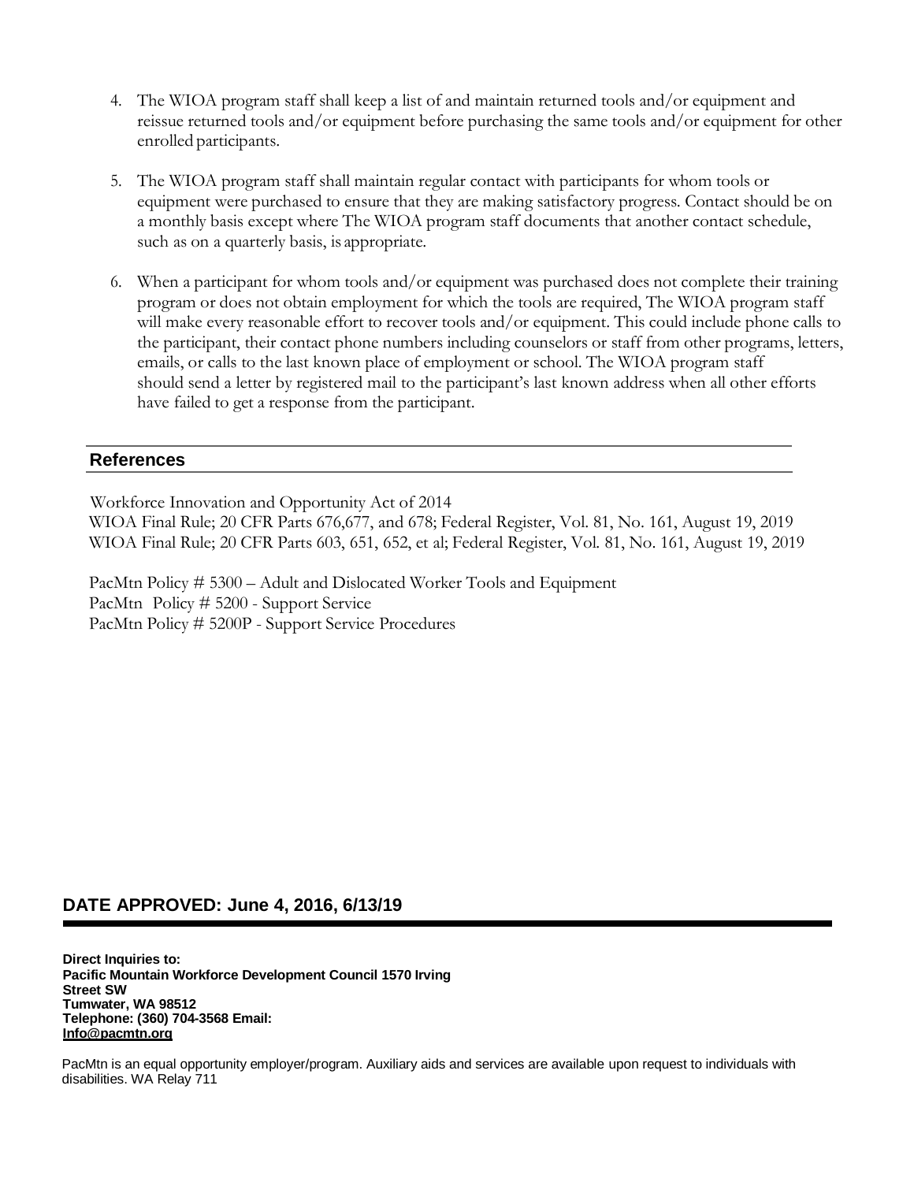4. The WIOA program staff shall keep a list of and maintain returned tools and/or equipment and reissue returned tools and/or equipment before purchasing the same tools and/or equipment for other enrolled participants.

5. The WIOA program staff shall maintain regular contact with participants for whom tools or equipment were purchased to ensure that they are making satisfactory progress. Contact should be on a monthly basis except where The WIOA program staff documents that another contact schedule, such as on a quarterly basis, is appropriate.

6. When a participant for whom tools and/or equipment was purchased does not complete their training program or does not obtain employment for which the tools are required, The WIOA program staff will make every reasonable effort to recover tools and/or equipment. This could include phone calls to the participant, their contact phone numbers including counselors or staff from other programs, letters, emails, or calls to the last known place of employment or school. The WIOA program staff should send a letter by registered mail to the participant's last known address when all other efforts have failed to get a response from the participant.

## References

Workforce Innovation and Opportunity Act of 2014
WIOA Final Rule; 20 CFR Parts 676,677, and 678; Federal Register, Vol. 81, No. 161, August 19, 2019
WIOA Final Rule; 20 CFR Parts 603, 651, 652, et al; Federal Register, Vol. 81, No. 161, August 19, 2019

PacMtn Policy # 5300 – Adult and Dislocated Worker Tools and Equipment
PacMtn Policy # 5200 - Support Service
PacMtn Policy # 5200P - Support Service Procedures

## DATE APPROVED: June 4, 2016, 6/13/19

**Direct Inquiries to:**
**Pacific Mountain Workforce Development Council 1570 Irving Street SW**
**Tumwater, WA 98512**
**Telephone: (360) 704-3568 Email: Info@pacmtn.org**

PacMtn is an equal opportunity employer/program. Auxiliary aids and services are available upon request to individuals with disabilities. WA Relay 711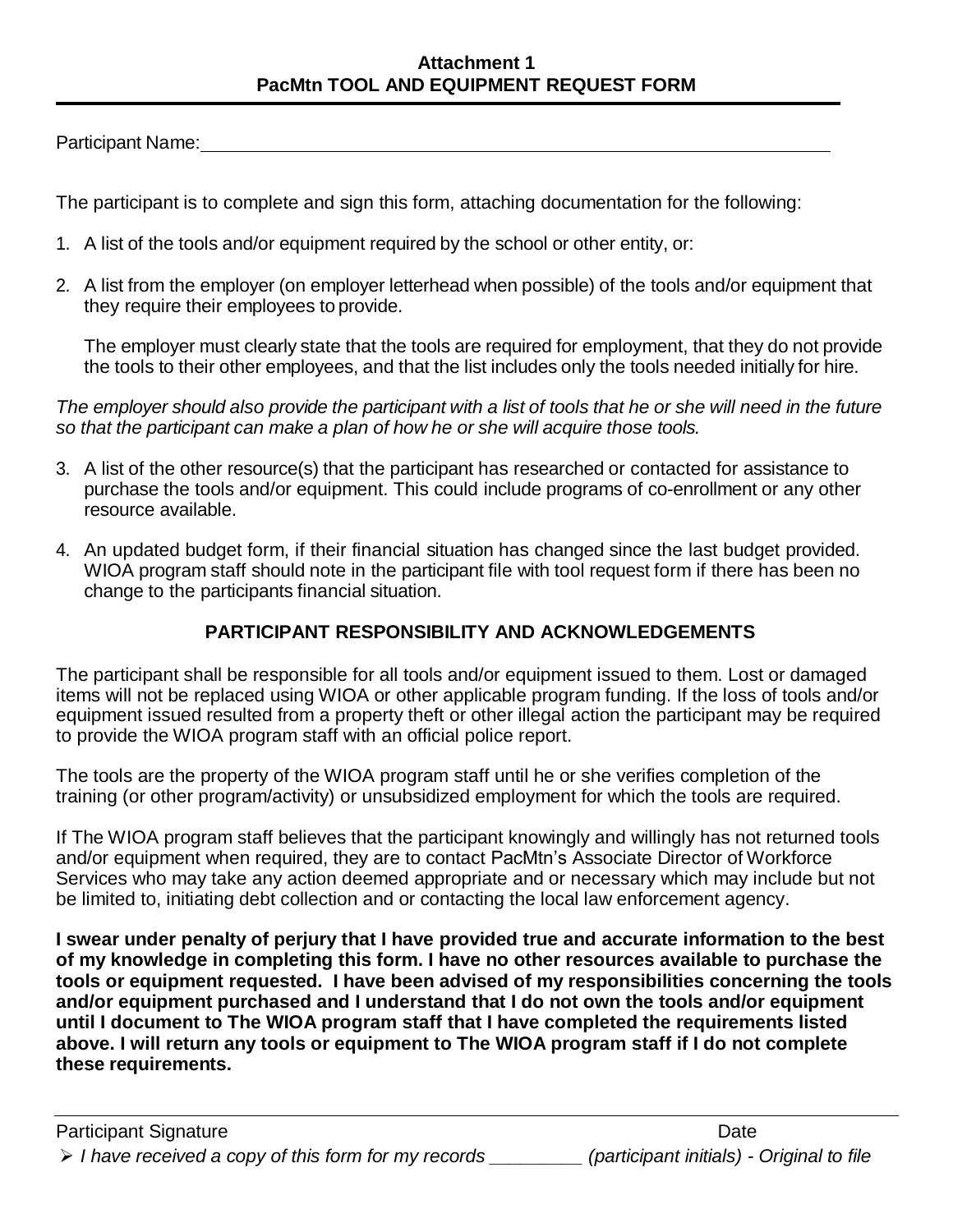**Attachment 1**
**PacMtn TOOL AND EQUIPMENT REQUEST FORM**

---

Participant Name: ______________________________________________

The participant is to complete and sign this form, attaching documentation for the following:

1. A list of the tools and/or equipment required by the school or other entity, or:
2. A list from the employer (on employer letterhead when possible) of the tools and/or equipment that they require their employees to provide.

   The employer must clearly state that the tools are required for employment, that they do not provide the tools to their other employees, and that the list includes only the tools needed initially for hire.

*The employer should also provide the participant with a list of tools that he or she will need in the future so that the participant can make a plan of how he or she will acquire those tools.*

3. A list of the other resource(s) that the participant has researched or contacted for assistance to purchase the tools and/or equipment. This could include programs of co-enrollment or any other resource available.
4. An updated budget form, if their financial situation has changed since the last budget provided. WIOA program staff should note in the participant file with tool request form if there has been no change to the participants financial situation.

## PARTICIPANT RESPONSIBILITY AND ACKNOWLEDGEMENTS

The participant shall be responsible for all tools and/or equipment issued to them. Lost or damaged items will not be replaced using WIOA or other applicable program funding. If the loss of tools and/or equipment issued resulted from a property theft or other illegal action the participant may be required to provide the WIOA program staff with an official police report.

The tools are the property of the WIOA program staff until he or she verifies completion of the training (or other program/activity) or unsubsidized employment for which the tools are required.

If The WIOA program staff believes that the participant knowingly and willingly has not returned tools and/or equipment when required, they are to contact PacMtn's Associate Director of Workforce Services who may take any action deemed appropriate and or necessary which may include but not be limited to, initiating debt collection and or contacting the local law enforcement agency.

**I swear under penalty of perjury that I have provided true and accurate information to the best of my knowledge in completing this form. I have no other resources available to purchase the tools or equipment requested. I have been advised of my responsibilities concerning the tools and/or equipment purchased and I understand that I do not own the tools and/or equipment until I document to The WIOA program staff that I have completed the requirements listed above. I will return any tools or equipment to The WIOA program staff if I do not complete these requirements.**

Participant Signature                                                                 Date

- *I have received a copy of this form for my records _________ (participant initials) - Original to file*